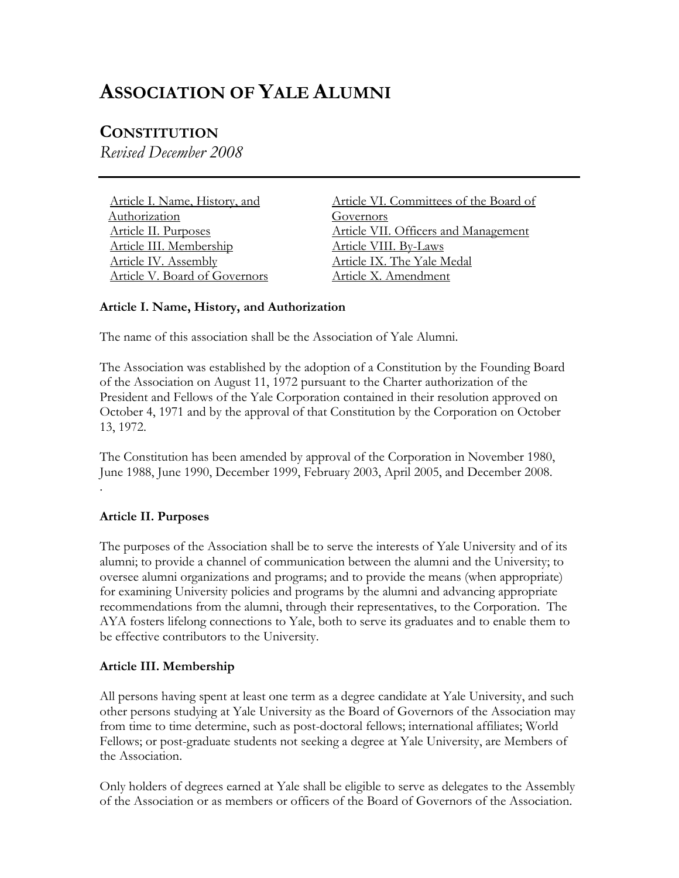# ASSOCIATION OF YALE ALUMNI

## CONSTITUTION

*Revised December 2008*

---

- Article I. Name, History, and Authorization
- Article II. Purposes
- Article III. Membership
- Article IV. Assembly
- Article V. Board of Governors
- Article VI. Committees of the Board of Governors
- Article VII. Officers and Management
- Article VIII. By-Laws
- Article IX. The Yale Medal
- Article X. Amendment

**Article I. Name, History, and Authorization**

The name of this association shall be the Association of Yale Alumni.

The Association was established by the adoption of a Constitution by the Founding Board of the Association on August 11, 1972 pursuant to the Charter authorization of the President and Fellows of the Yale Corporation contained in their resolution approved on October 4, 1971 and by the approval of that Constitution by the Corporation on October 13, 1972.

The Constitution has been amended by approval of the Corporation in November 1980, June 1988, June 1990, December 1999, February 2003, April 2005, and December 2008.

**Article II. Purposes**

The purposes of the Association shall be to serve the interests of Yale University and of its alumni; to provide a channel of communication between the alumni and the University; to oversee alumni organizations and programs; and to provide the means (when appropriate) for examining University policies and programs by the alumni and advancing appropriate recommendations from the alumni, through their representatives, to the Corporation. The AYA fosters lifelong connections to Yale, both to serve its graduates and to enable them to be effective contributors to the University.

**Article III. Membership**

All persons having spent at least one term as a degree candidate at Yale University, and such other persons studying at Yale University as the Board of Governors of the Association may from time to time determine, such as post-doctoral fellows; international affiliates; World Fellows; or post-graduate students not seeking a degree at Yale University, are Members of the Association.

Only holders of degrees earned at Yale shall be eligible to serve as delegates to the Assembly of the Association or as members or officers of the Board of Governors of the Association.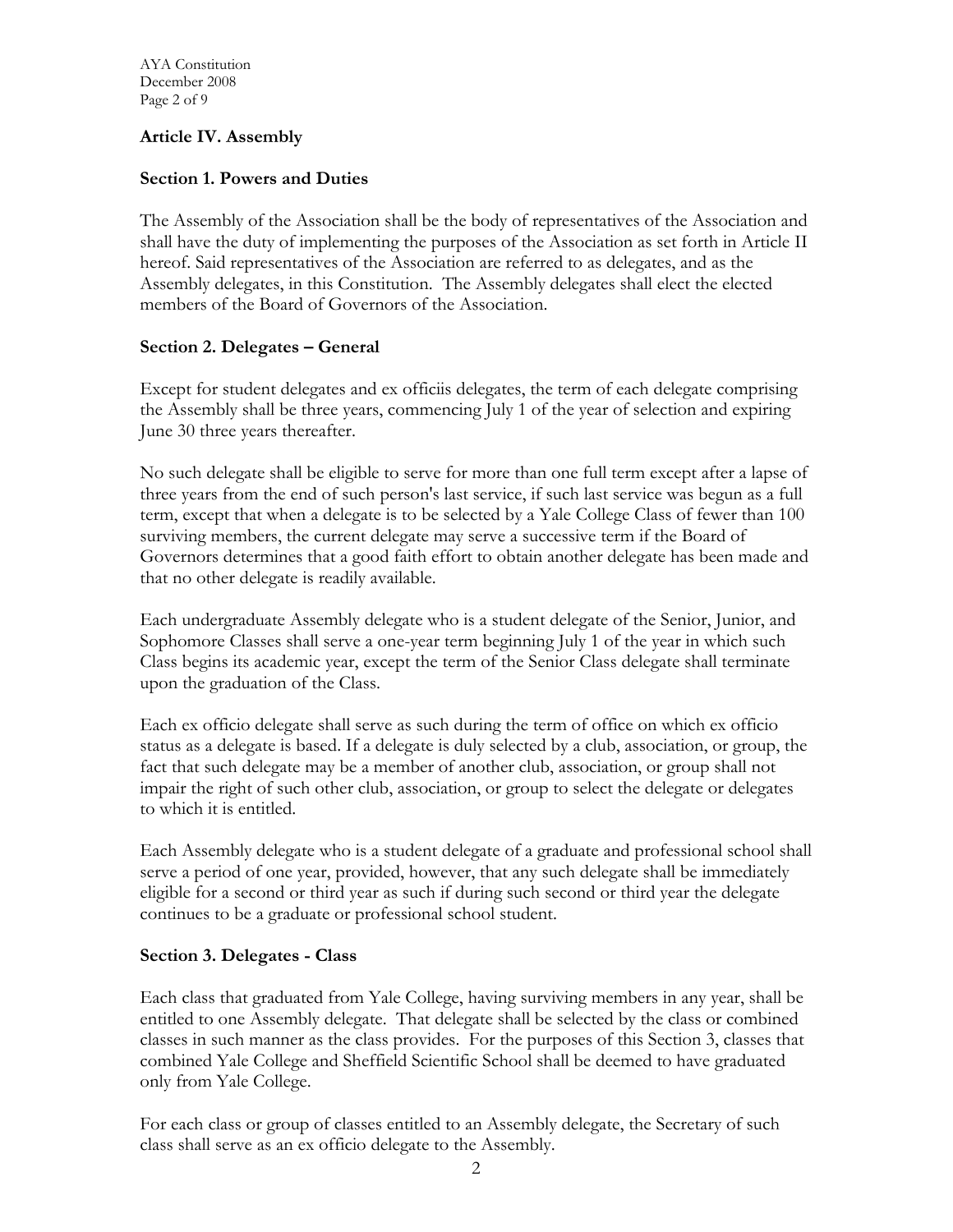## Article IV. Assembly

### Section 1. Powers and Duties

The Assembly of the Association shall be the body of representatives of the Association and shall have the duty of implementing the purposes of the Association as set forth in Article II hereof. Said representatives of the Association are referred to as delegates, and as the Assembly delegates, in this Constitution. The Assembly delegates shall elect the elected members of the Board of Governors of the Association.

### Section 2. Delegates – General

Except for student delegates and ex officiis delegates, the term of each delegate comprising the Assembly shall be three years, commencing July 1 of the year of selection and expiring June 30 three years thereafter.

No such delegate shall be eligible to serve for more than one full term except after a lapse of three years from the end of such person's last service, if such last service was begun as a full term, except that when a delegate is to be selected by a Yale College Class of fewer than 100 surviving members, the current delegate may serve a successive term if the Board of Governors determines that a good faith effort to obtain another delegate has been made and that no other delegate is readily available.

Each undergraduate Assembly delegate who is a student delegate of the Senior, Junior, and Sophomore Classes shall serve a one-year term beginning July 1 of the year in which such Class begins its academic year, except the term of the Senior Class delegate shall terminate upon the graduation of the Class.

Each ex officio delegate shall serve as such during the term of office on which ex officio status as a delegate is based. If a delegate is duly selected by a club, association, or group, the fact that such delegate may be a member of another club, association, or group shall not impair the right of such other club, association, or group to select the delegate or delegates to which it is entitled.

Each Assembly delegate who is a student delegate of a graduate and professional school shall serve a period of one year, provided, however, that any such delegate shall be immediately eligible for a second or third year as such if during such second or third year the delegate continues to be a graduate or professional school student.

### Section 3. Delegates - Class

Each class that graduated from Yale College, having surviving members in any year, shall be entitled to one Assembly delegate. That delegate shall be selected by the class or combined classes in such manner as the class provides. For the purposes of this Section 3, classes that combined Yale College and Sheffield Scientific School shall be deemed to have graduated only from Yale College.

For each class or group of classes entitled to an Assembly delegate, the Secretary of such class shall serve as an ex officio delegate to the Assembly.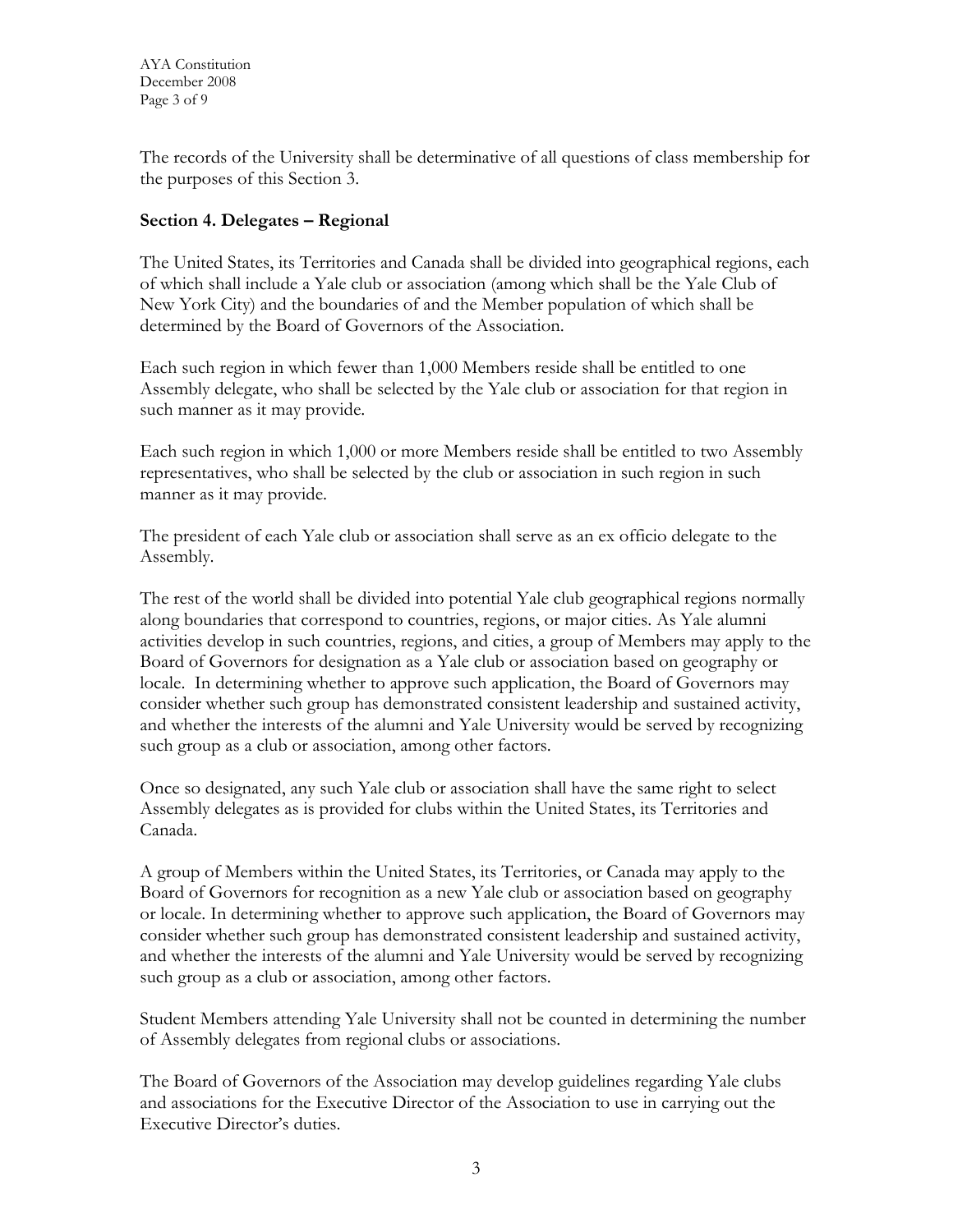The records of the University shall be determinative of all questions of class membership for the purposes of this Section 3.

**Section 4. Delegates – Regional**

The United States, its Territories and Canada shall be divided into geographical regions, each of which shall include a Yale club or association (among which shall be the Yale Club of New York City) and the boundaries of and the Member population of which shall be determined by the Board of Governors of the Association.

Each such region in which fewer than 1,000 Members reside shall be entitled to one Assembly delegate, who shall be selected by the Yale club or association for that region in such manner as it may provide.

Each such region in which 1,000 or more Members reside shall be entitled to two Assembly representatives, who shall be selected by the club or association in such region in such manner as it may provide.

The president of each Yale club or association shall serve as an ex officio delegate to the Assembly.

The rest of the world shall be divided into potential Yale club geographical regions normally along boundaries that correspond to countries, regions, or major cities. As Yale alumni activities develop in such countries, regions, and cities, a group of Members may apply to the Board of Governors for designation as a Yale club or association based on geography or locale. In determining whether to approve such application, the Board of Governors may consider whether such group has demonstrated consistent leadership and sustained activity, and whether the interests of the alumni and Yale University would be served by recognizing such group as a club or association, among other factors.

Once so designated, any such Yale club or association shall have the same right to select Assembly delegates as is provided for clubs within the United States, its Territories and Canada.

A group of Members within the United States, its Territories, or Canada may apply to the Board of Governors for recognition as a new Yale club or association based on geography or locale. In determining whether to approve such application, the Board of Governors may consider whether such group has demonstrated consistent leadership and sustained activity, and whether the interests of the alumni and Yale University would be served by recognizing such group as a club or association, among other factors.

Student Members attending Yale University shall not be counted in determining the number of Assembly delegates from regional clubs or associations.

The Board of Governors of the Association may develop guidelines regarding Yale clubs and associations for the Executive Director of the Association to use in carrying out the Executive Director's duties.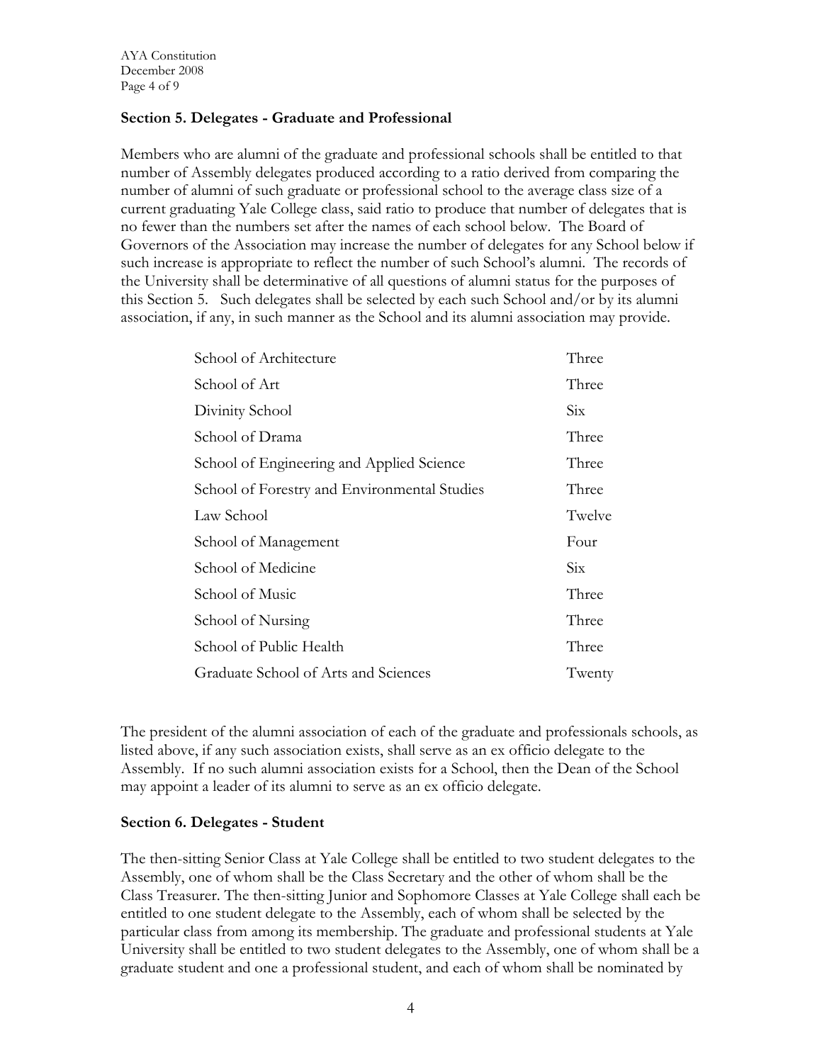### Section 5. Delegates - Graduate and Professional

Members who are alumni of the graduate and professional schools shall be entitled to that number of Assembly delegates produced according to a ratio derived from comparing the number of alumni of such graduate or professional school to the average class size of a current graduating Yale College class, said ratio to produce that number of delegates that is no fewer than the numbers set after the names of each school below. The Board of Governors of the Association may increase the number of delegates for any School below if such increase is appropriate to reflect the number of such School's alumni. The records of the University shall be determinative of all questions of alumni status for the purposes of this Section 5. Such delegates shall be selected by each such School and/or by its alumni association, if any, in such manner as the School and its alumni association may provide.

| School | Delegates |
|---|---|
| School of Architecture | Three |
| School of Art | Three |
| Divinity School | Six |
| School of Drama | Three |
| School of Engineering and Applied Science | Three |
| School of Forestry and Environmental Studies | Three |
| Law School | Twelve |
| School of Management | Four |
| School of Medicine | Six |
| School of Music | Three |
| School of Nursing | Three |
| School of Public Health | Three |
| Graduate School of Arts and Sciences | Twenty |

The president of the alumni association of each of the graduate and professionals schools, as listed above, if any such association exists, shall serve as an ex officio delegate to the Assembly. If no such alumni association exists for a School, then the Dean of the School may appoint a leader of its alumni to serve as an ex officio delegate.

### Section 6. Delegates - Student

The then-sitting Senior Class at Yale College shall be entitled to two student delegates to the Assembly, one of whom shall be the Class Secretary and the other of whom shall be the Class Treasurer. The then-sitting Junior and Sophomore Classes at Yale College shall each be entitled to one student delegate to the Assembly, each of whom shall be selected by the particular class from among its membership. The graduate and professional students at Yale University shall be entitled to two student delegates to the Assembly, one of whom shall be a graduate student and one a professional student, and each of whom shall be nominated by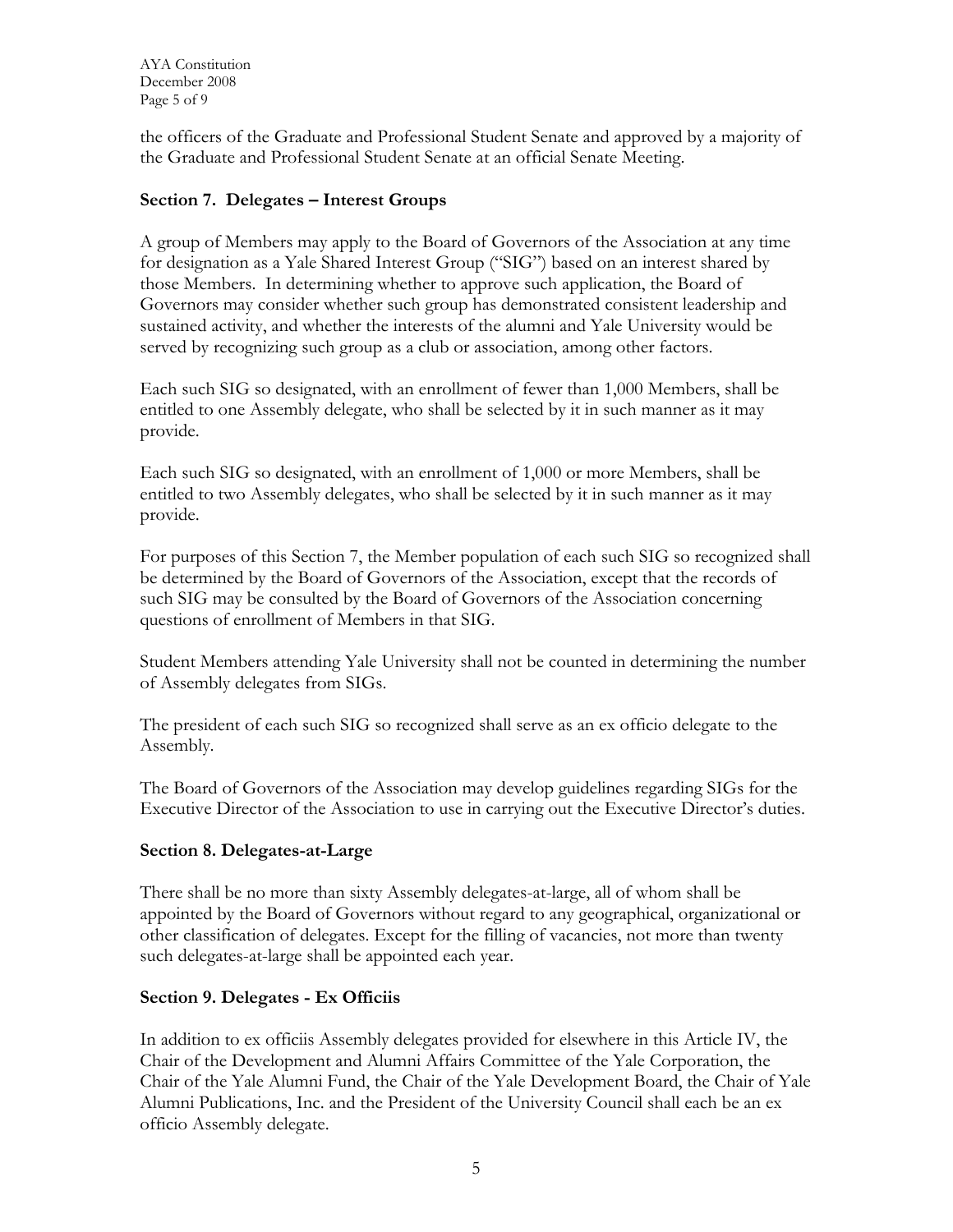the officers of the Graduate and Professional Student Senate and approved by a majority of the Graduate and Professional Student Senate at an official Senate Meeting.

### Section 7. Delegates – Interest Groups

A group of Members may apply to the Board of Governors of the Association at any time for designation as a Yale Shared Interest Group ("SIG") based on an interest shared by those Members. In determining whether to approve such application, the Board of Governors may consider whether such group has demonstrated consistent leadership and sustained activity, and whether the interests of the alumni and Yale University would be served by recognizing such group as a club or association, among other factors.

Each such SIG so designated, with an enrollment of fewer than 1,000 Members, shall be entitled to one Assembly delegate, who shall be selected by it in such manner as it may provide.

Each such SIG so designated, with an enrollment of 1,000 or more Members, shall be entitled to two Assembly delegates, who shall be selected by it in such manner as it may provide.

For purposes of this Section 7, the Member population of each such SIG so recognized shall be determined by the Board of Governors of the Association, except that the records of such SIG may be consulted by the Board of Governors of the Association concerning questions of enrollment of Members in that SIG.

Student Members attending Yale University shall not be counted in determining the number of Assembly delegates from SIGs.

The president of each such SIG so recognized shall serve as an ex officio delegate to the Assembly.

The Board of Governors of the Association may develop guidelines regarding SIGs for the Executive Director of the Association to use in carrying out the Executive Director's duties.

### Section 8. Delegates-at-Large

There shall be no more than sixty Assembly delegates-at-large, all of whom shall be appointed by the Board of Governors without regard to any geographical, organizational or other classification of delegates. Except for the filling of vacancies, not more than twenty such delegates-at-large shall be appointed each year.

### Section 9. Delegates - Ex Officiis

In addition to ex officiis Assembly delegates provided for elsewhere in this Article IV, the Chair of the Development and Alumni Affairs Committee of the Yale Corporation, the Chair of the Yale Alumni Fund, the Chair of the Yale Development Board, the Chair of Yale Alumni Publications, Inc. and the President of the University Council shall each be an ex officio Assembly delegate.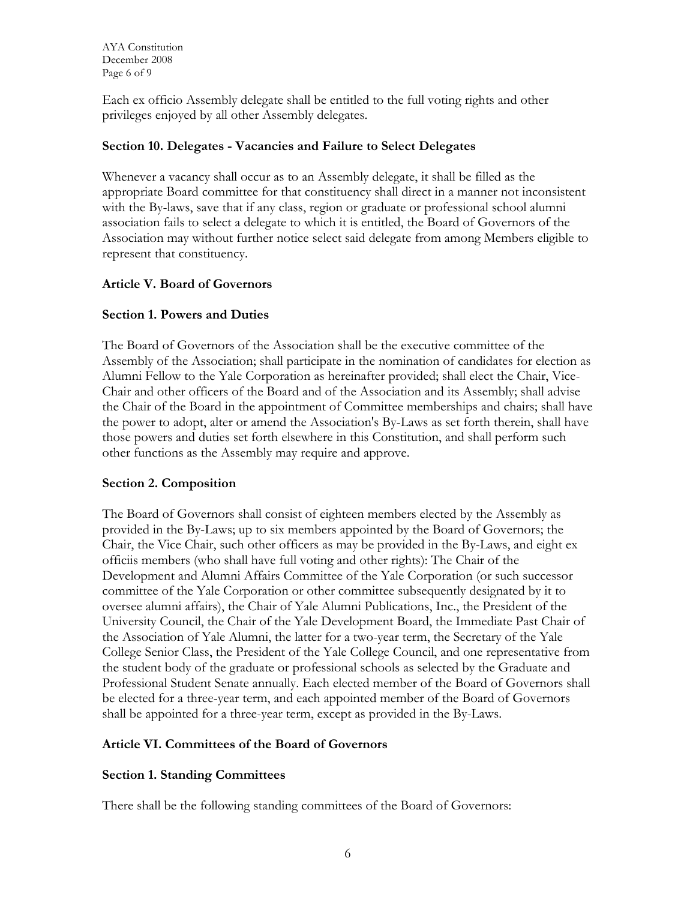Each ex officio Assembly delegate shall be entitled to the full voting rights and other privileges enjoyed by all other Assembly delegates.

### Section 10. Delegates - Vacancies and Failure to Select Delegates

Whenever a vacancy shall occur as to an Assembly delegate, it shall be filled as the appropriate Board committee for that constituency shall direct in a manner not inconsistent with the By-laws, save that if any class, region or graduate or professional school alumni association fails to select a delegate to which it is entitled, the Board of Governors of the Association may without further notice select said delegate from among Members eligible to represent that constituency.

## Article V. Board of Governors

### Section 1. Powers and Duties

The Board of Governors of the Association shall be the executive committee of the Assembly of the Association; shall participate in the nomination of candidates for election as Alumni Fellow to the Yale Corporation as hereinafter provided; shall elect the Chair, Vice-Chair and other officers of the Board and of the Association and its Assembly; shall advise the Chair of the Board in the appointment of Committee memberships and chairs; shall have the power to adopt, alter or amend the Association's By-Laws as set forth therein, shall have those powers and duties set forth elsewhere in this Constitution, and shall perform such other functions as the Assembly may require and approve.

### Section 2. Composition

The Board of Governors shall consist of eighteen members elected by the Assembly as provided in the By-Laws; up to six members appointed by the Board of Governors; the Chair, the Vice Chair, such other officers as may be provided in the By-Laws, and eight ex officiis members (who shall have full voting and other rights): The Chair of the Development and Alumni Affairs Committee of the Yale Corporation (or such successor committee of the Yale Corporation or other committee subsequently designated by it to oversee alumni affairs), the Chair of Yale Alumni Publications, Inc., the President of the University Council, the Chair of the Yale Development Board, the Immediate Past Chair of the Association of Yale Alumni, the latter for a two-year term, the Secretary of the Yale College Senior Class, the President of the Yale College Council, and one representative from the student body of the graduate or professional schools as selected by the Graduate and Professional Student Senate annually. Each elected member of the Board of Governors shall be elected for a three-year term, and each appointed member of the Board of Governors shall be appointed for a three-year term, except as provided in the By-Laws.

## Article VI. Committees of the Board of Governors

### Section 1. Standing Committees

There shall be the following standing committees of the Board of Governors: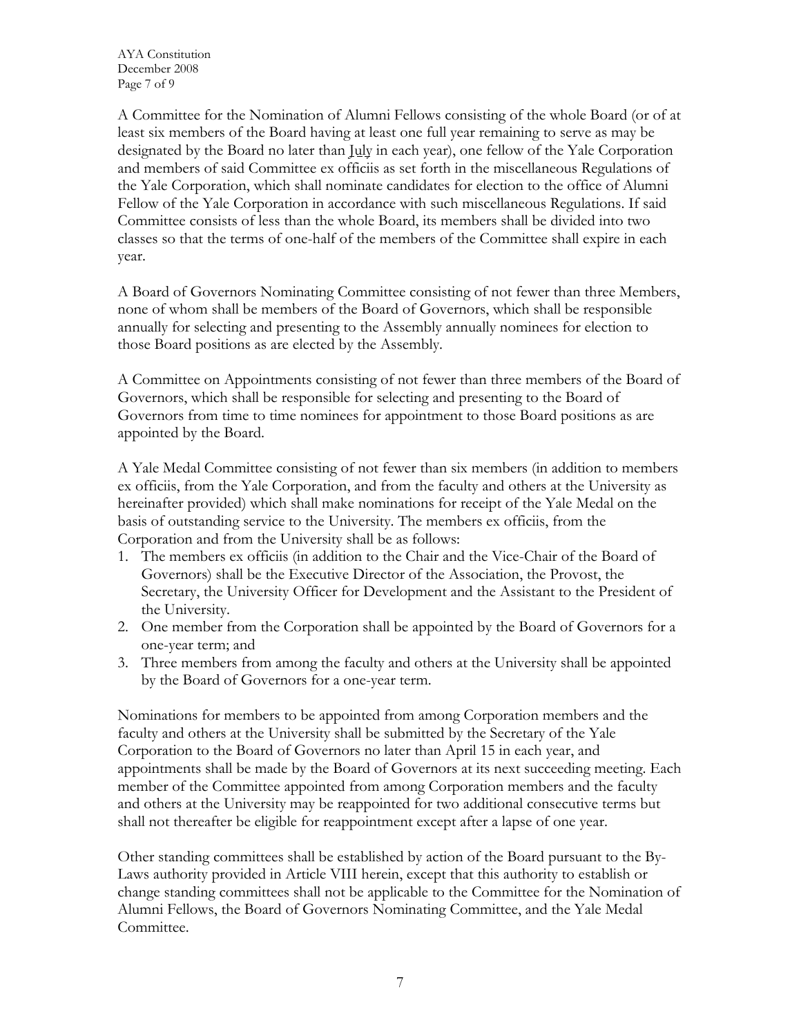A Committee for the Nomination of Alumni Fellows consisting of the whole Board (or of at least six members of the Board having at least one full year remaining to serve as may be designated by the Board no later than July in each year), one fellow of the Yale Corporation and members of said Committee ex officiis as set forth in the miscellaneous Regulations of the Yale Corporation, which shall nominate candidates for election to the office of Alumni Fellow of the Yale Corporation in accordance with such miscellaneous Regulations. If said Committee consists of less than the whole Board, its members shall be divided into two classes so that the terms of one-half of the members of the Committee shall expire in each year.

A Board of Governors Nominating Committee consisting of not fewer than three Members, none of whom shall be members of the Board of Governors, which shall be responsible annually for selecting and presenting to the Assembly annually nominees for election to those Board positions as are elected by the Assembly.

A Committee on Appointments consisting of not fewer than three members of the Board of Governors, which shall be responsible for selecting and presenting to the Board of Governors from time to time nominees for appointment to those Board positions as are appointed by the Board.

A Yale Medal Committee consisting of not fewer than six members (in addition to members ex officiis, from the Yale Corporation, and from the faculty and others at the University as hereinafter provided) which shall make nominations for receipt of the Yale Medal on the basis of outstanding service to the University. The members ex officiis, from the Corporation and from the University shall be as follows:

1. The members ex officiis (in addition to the Chair and the Vice-Chair of the Board of Governors) shall be the Executive Director of the Association, the Provost, the Secretary, the University Officer for Development and the Assistant to the President of the University.
2. One member from the Corporation shall be appointed by the Board of Governors for a one-year term; and
3. Three members from among the faculty and others at the University shall be appointed by the Board of Governors for a one-year term.

Nominations for members to be appointed from among Corporation members and the faculty and others at the University shall be submitted by the Secretary of the Yale Corporation to the Board of Governors no later than April 15 in each year, and appointments shall be made by the Board of Governors at its next succeeding meeting. Each member of the Committee appointed from among Corporation members and the faculty and others at the University may be reappointed for two additional consecutive terms but shall not thereafter be eligible for reappointment except after a lapse of one year.

Other standing committees shall be established by action of the Board pursuant to the By-Laws authority provided in Article VIII herein, except that this authority to establish or change standing committees shall not be applicable to the Committee for the Nomination of Alumni Fellows, the Board of Governors Nominating Committee, and the Yale Medal Committee.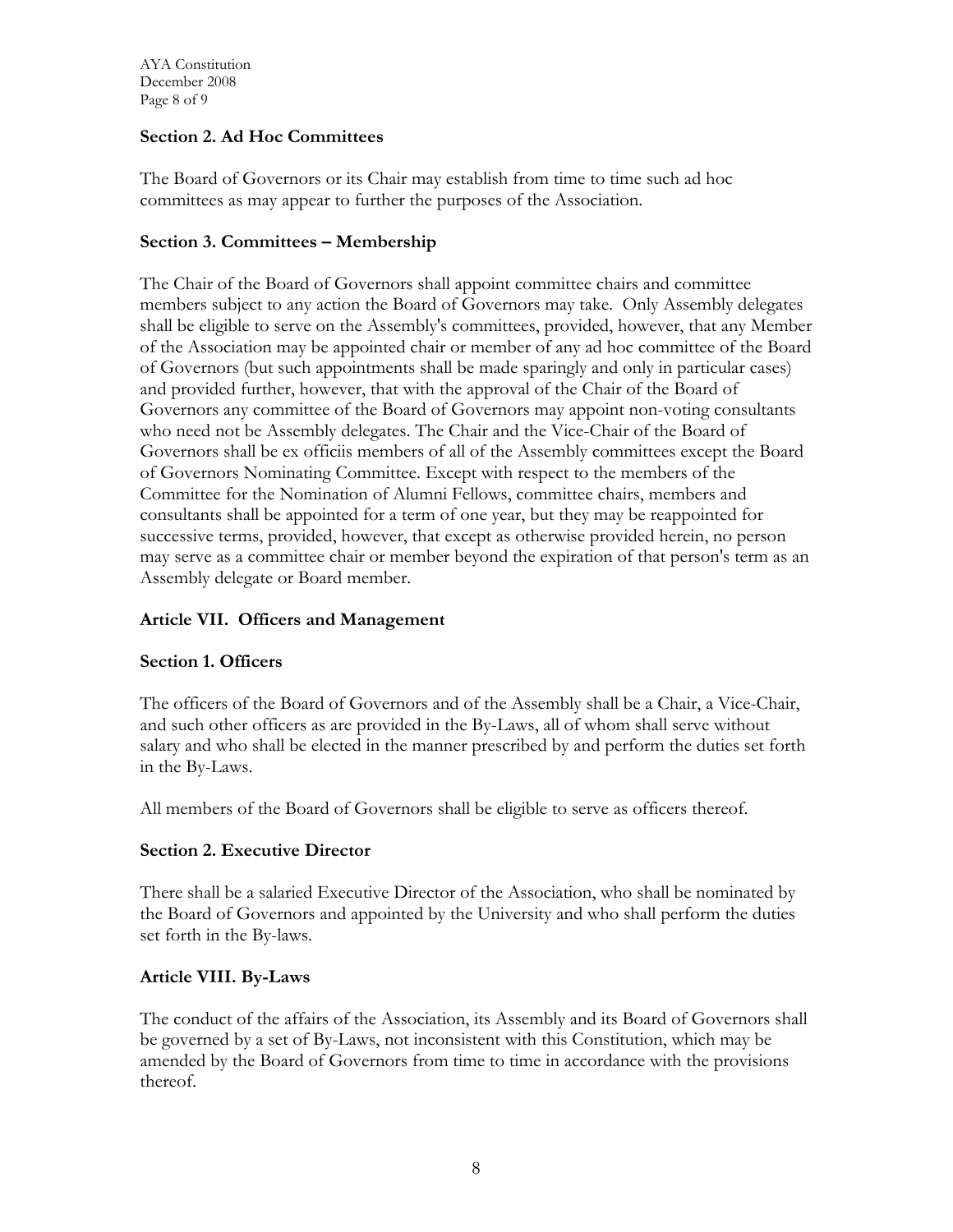### Section 2. Ad Hoc Committees

The Board of Governors or its Chair may establish from time to time such ad hoc committees as may appear to further the purposes of the Association.

### Section 3. Committees – Membership

The Chair of the Board of Governors shall appoint committee chairs and committee members subject to any action the Board of Governors may take. Only Assembly delegates shall be eligible to serve on the Assembly's committees, provided, however, that any Member of the Association may be appointed chair or member of any ad hoc committee of the Board of Governors (but such appointments shall be made sparingly and only in particular cases) and provided further, however, that with the approval of the Chair of the Board of Governors any committee of the Board of Governors may appoint non-voting consultants who need not be Assembly delegates. The Chair and the Vice-Chair of the Board of Governors shall be ex officiis members of all of the Assembly committees except the Board of Governors Nominating Committee. Except with respect to the members of the Committee for the Nomination of Alumni Fellows, committee chairs, members and consultants shall be appointed for a term of one year, but they may be reappointed for successive terms, provided, however, that except as otherwise provided herein, no person may serve as a committee chair or member beyond the expiration of that person's term as an Assembly delegate or Board member.

## Article VII. Officers and Management

### Section 1. Officers

The officers of the Board of Governors and of the Assembly shall be a Chair, a Vice-Chair, and such other officers as are provided in the By-Laws, all of whom shall serve without salary and who shall be elected in the manner prescribed by and perform the duties set forth in the By-Laws.

All members of the Board of Governors shall be eligible to serve as officers thereof.

### Section 2. Executive Director

There shall be a salaried Executive Director of the Association, who shall be nominated by the Board of Governors and appointed by the University and who shall perform the duties set forth in the By-laws.

## Article VIII. By-Laws

The conduct of the affairs of the Association, its Assembly and its Board of Governors shall be governed by a set of By-Laws, not inconsistent with this Constitution, which may be amended by the Board of Governors from time to time in accordance with the provisions thereof.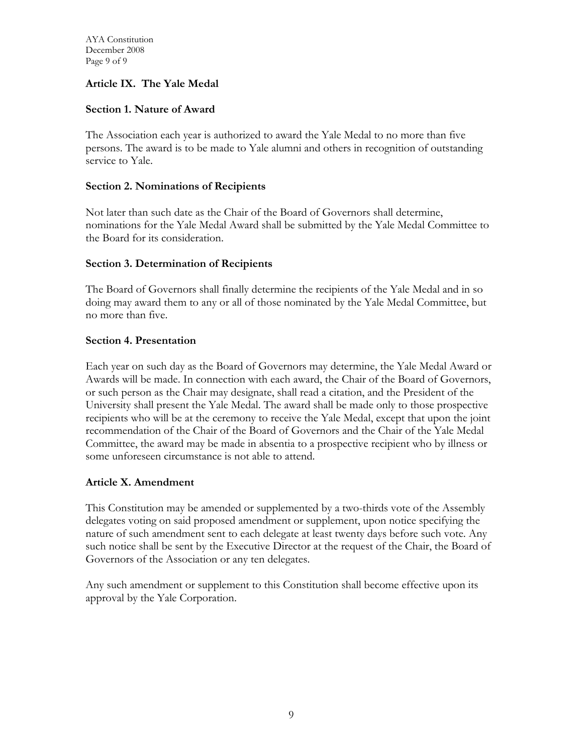## Article IX. The Yale Medal

### Section 1. Nature of Award

The Association each year is authorized to award the Yale Medal to no more than five persons. The award is to be made to Yale alumni and others in recognition of outstanding service to Yale.

### Section 2. Nominations of Recipients

Not later than such date as the Chair of the Board of Governors shall determine, nominations for the Yale Medal Award shall be submitted by the Yale Medal Committee to the Board for its consideration.

### Section 3. Determination of Recipients

The Board of Governors shall finally determine the recipients of the Yale Medal and in so doing may award them to any or all of those nominated by the Yale Medal Committee, but no more than five.

### Section 4. Presentation

Each year on such day as the Board of Governors may determine, the Yale Medal Award or Awards will be made. In connection with each award, the Chair of the Board of Governors, or such person as the Chair may designate, shall read a citation, and the President of the University shall present the Yale Medal. The award shall be made only to those prospective recipients who will be at the ceremony to receive the Yale Medal, except that upon the joint recommendation of the Chair of the Board of Governors and the Chair of the Yale Medal Committee, the award may be made in absentia to a prospective recipient who by illness or some unforeseen circumstance is not able to attend.

## Article X. Amendment

This Constitution may be amended or supplemented by a two-thirds vote of the Assembly delegates voting on said proposed amendment or supplement, upon notice specifying the nature of such amendment sent to each delegate at least twenty days before such vote. Any such notice shall be sent by the Executive Director at the request of the Chair, the Board of Governors of the Association or any ten delegates.

Any such amendment or supplement to this Constitution shall become effective upon its approval by the Yale Corporation.